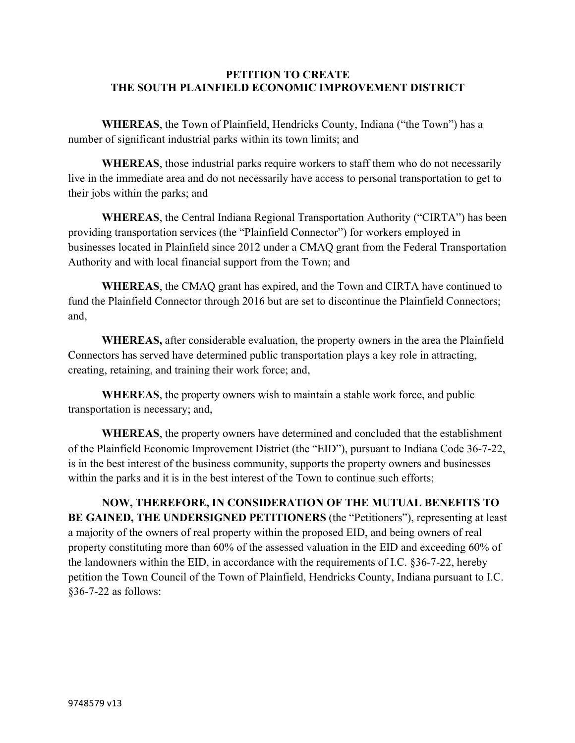# PETITION TO CREATE
# THE SOUTH PLAINFIELD ECONOMIC IMPROVEMENT DISTRICT

**WHEREAS**, the Town of Plainfield, Hendricks County, Indiana ("the Town") has a number of significant industrial parks within its town limits; and

**WHEREAS**, those industrial parks require workers to staff them who do not necessarily live in the immediate area and do not necessarily have access to personal transportation to get to their jobs within the parks; and

**WHEREAS**, the Central Indiana Regional Transportation Authority ("CIRTA") has been providing transportation services (the "Plainfield Connector") for workers employed in businesses located in Plainfield since 2012 under a CMAQ grant from the Federal Transportation Authority and with local financial support from the Town; and

**WHEREAS**, the CMAQ grant has expired, and the Town and CIRTA have continued to fund the Plainfield Connector through 2016 but are set to discontinue the Plainfield Connectors; and,

**WHEREAS,** after considerable evaluation, the property owners in the area the Plainfield Connectors has served have determined public transportation plays a key role in attracting, creating, retaining, and training their work force; and,

**WHEREAS**, the property owners wish to maintain a stable work force, and public transportation is necessary; and,

**WHEREAS**, the property owners have determined and concluded that the establishment of the Plainfield Economic Improvement District (the "EID"), pursuant to Indiana Code 36-7-22, is in the best interest of the business community, supports the property owners and businesses within the parks and it is in the best interest of the Town to continue such efforts;

**NOW, THEREFORE, IN CONSIDERATION OF THE MUTUAL BENEFITS TO BE GAINED, THE UNDERSIGNED PETITIONERS** (the "Petitioners"), representing at least a majority of the owners of real property within the proposed EID, and being owners of real property constituting more than 60% of the assessed valuation in the EID and exceeding 60% of the landowners within the EID, in accordance with the requirements of I.C. §36-7-22, hereby petition the Town Council of the Town of Plainfield, Hendricks County, Indiana pursuant to I.C. §36-7-22 as follows: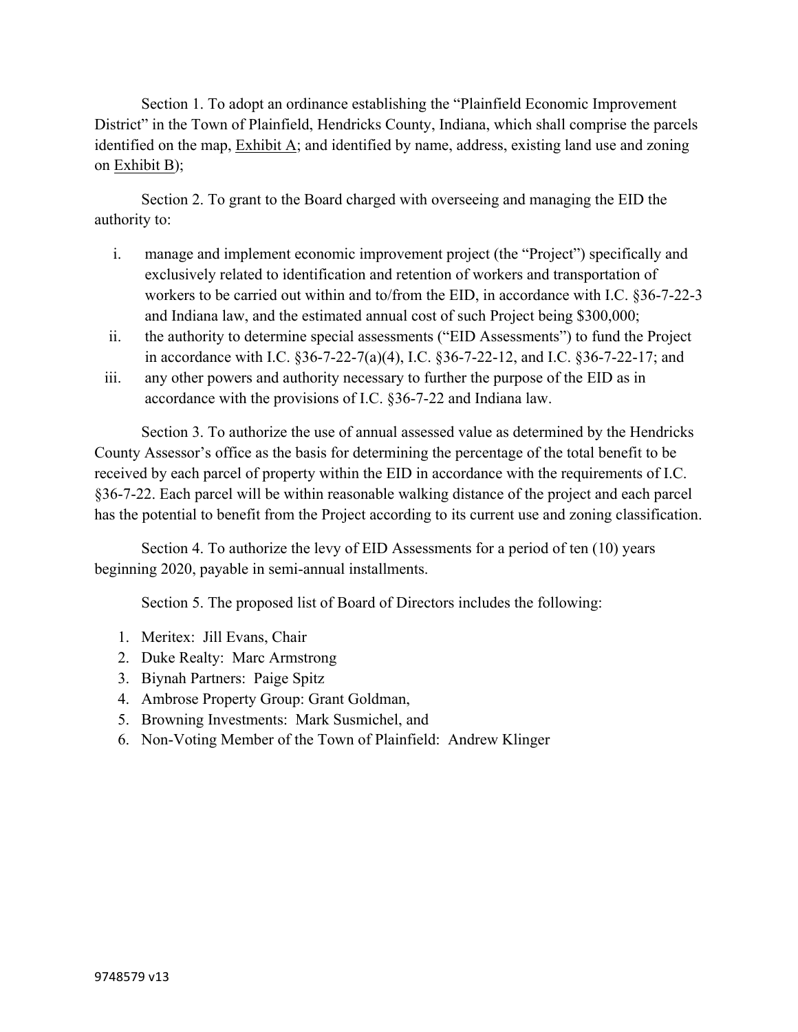Section 1. To adopt an ordinance establishing the "Plainfield Economic Improvement District" in the Town of Plainfield, Hendricks County, Indiana, which shall comprise the parcels identified on the map, Exhibit A; and identified by name, address, existing land use and zoning on Exhibit B);

Section 2. To grant to the Board charged with overseeing and managing the EID the authority to:

i. manage and implement economic improvement project (the "Project") specifically and exclusively related to identification and retention of workers and transportation of workers to be carried out within and to/from the EID, in accordance with I.C. §36-7-22-3 and Indiana law, and the estimated annual cost of such Project being $300,000;
ii. the authority to determine special assessments ("EID Assessments") to fund the Project in accordance with I.C. §36-7-22-7(a)(4), I.C. §36-7-22-12, and I.C. §36-7-22-17; and
iii. any other powers and authority necessary to further the purpose of the EID as in accordance with the provisions of I.C. §36-7-22 and Indiana law.

Section 3. To authorize the use of annual assessed value as determined by the Hendricks County Assessor's office as the basis for determining the percentage of the total benefit to be received by each parcel of property within the EID in accordance with the requirements of I.C. §36-7-22. Each parcel will be within reasonable walking distance of the project and each parcel has the potential to benefit from the Project according to its current use and zoning classification.

Section 4. To authorize the levy of EID Assessments for a period of ten (10) years beginning 2020, payable in semi-annual installments.

Section 5. The proposed list of Board of Directors includes the following:

1. Meritex: Jill Evans, Chair
2. Duke Realty: Marc Armstrong
3. Biynah Partners: Paige Spitz
4. Ambrose Property Group: Grant Goldman,
5. Browning Investments: Mark Susmichel, and
6. Non-Voting Member of the Town of Plainfield: Andrew Klinger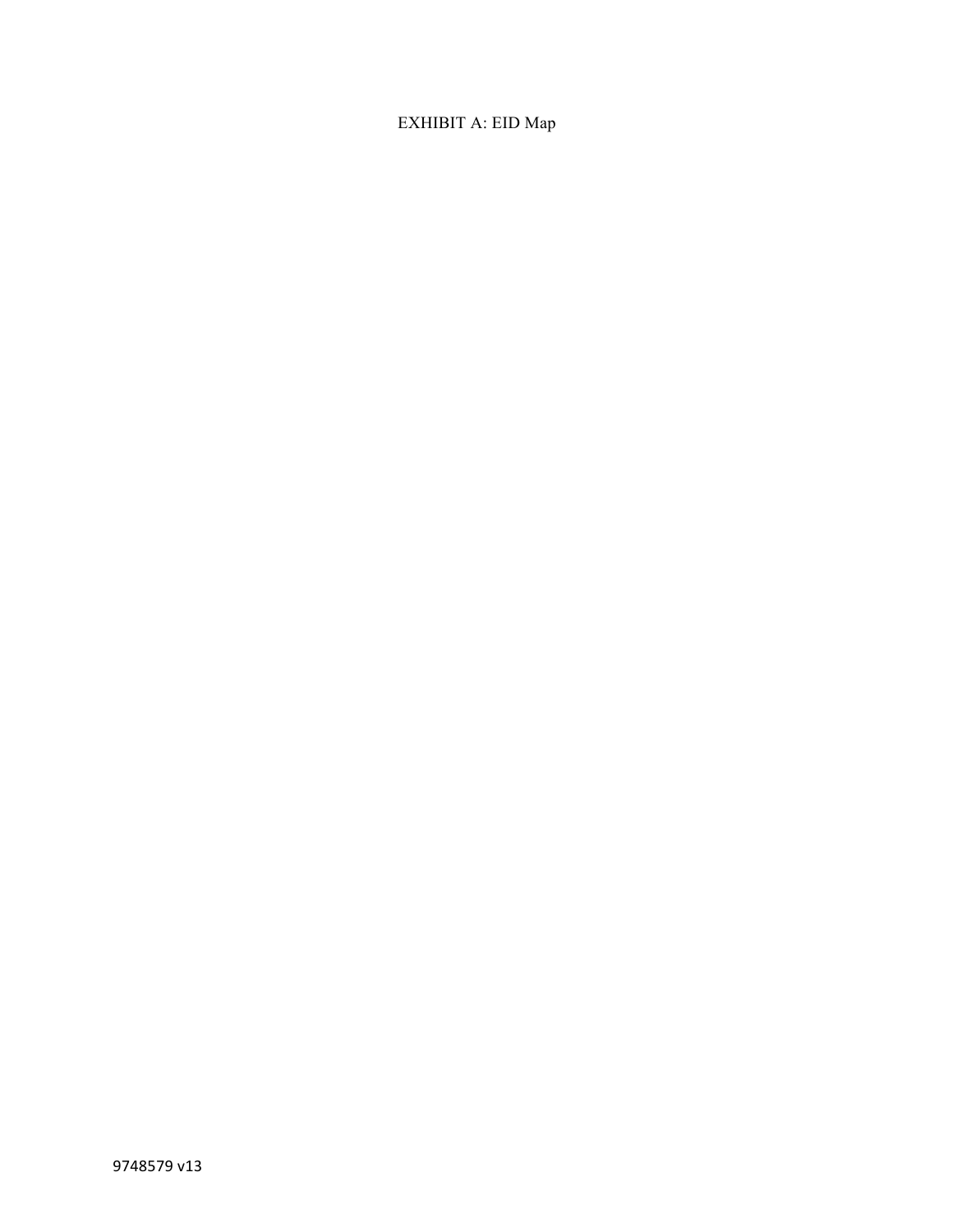EXHIBIT A: EID Map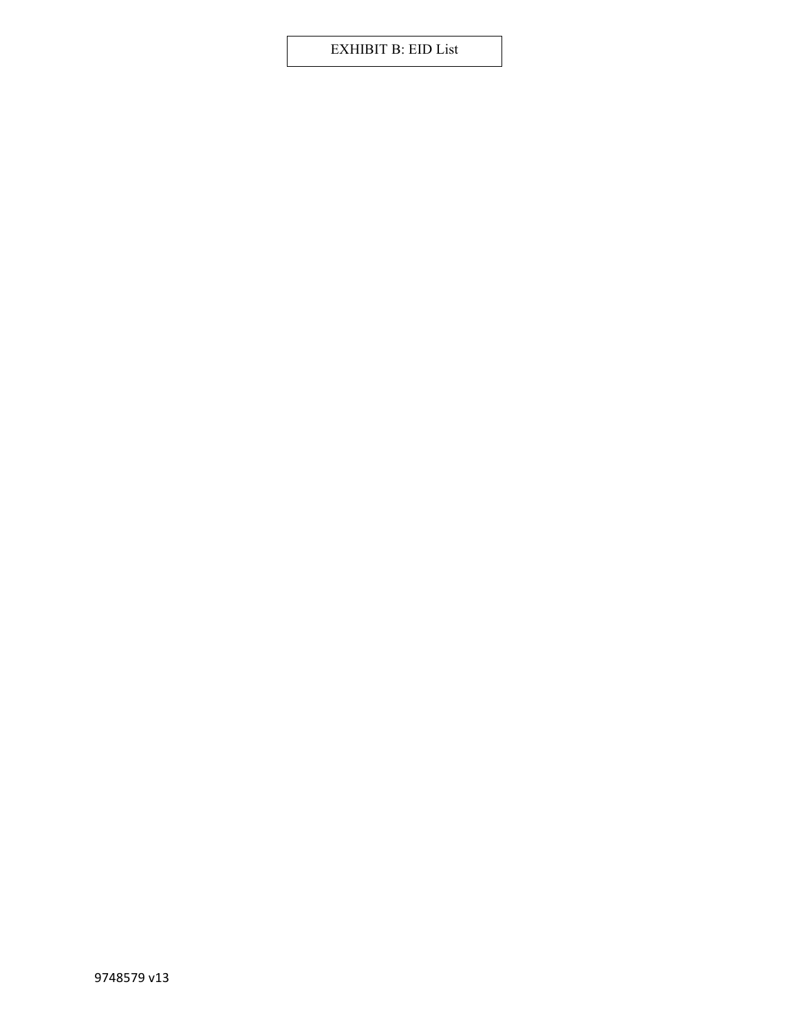EXHIBIT B: EID List